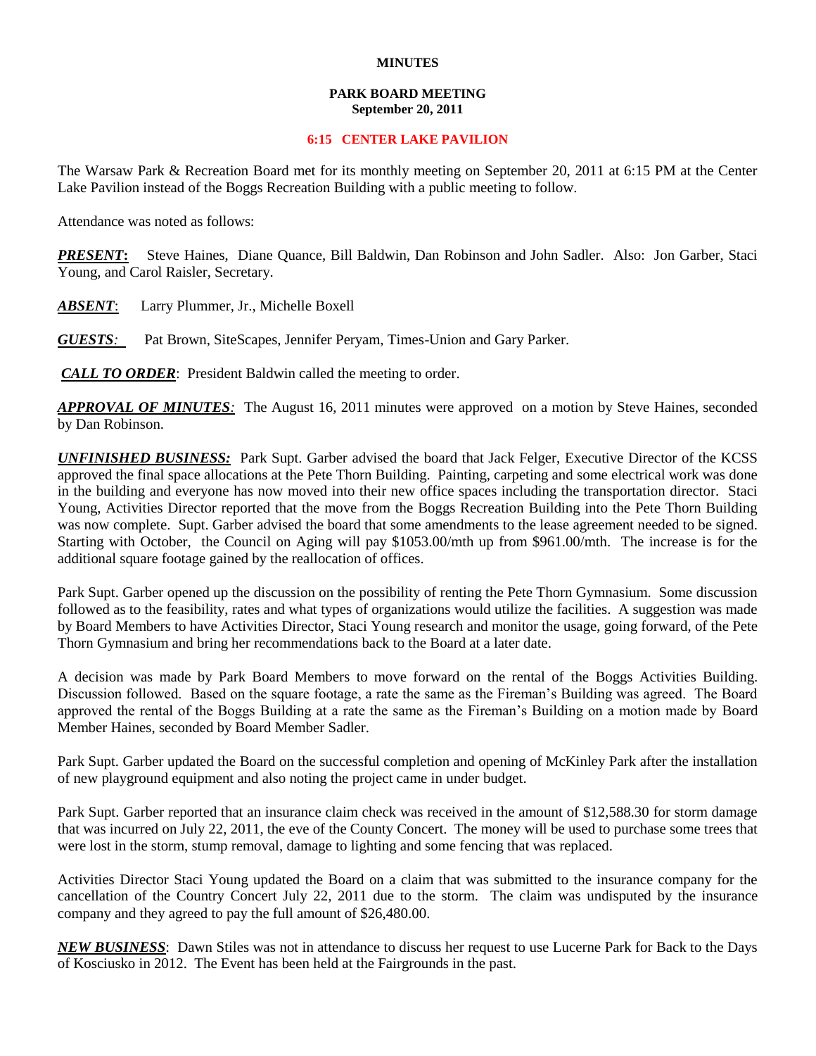**MINUTES**

**PARK BOARD MEETING**
**September 20, 2011**

**6:15 CENTER LAKE PAVILION**

The Warsaw Park & Recreation Board met for its monthly meeting on September 20, 2011 at 6:15 PM at the Center Lake Pavilion instead of the Boggs Recreation Building with a public meeting to follow.

Attendance was noted as follows:

***PRESENT*:** Steve Haines, Diane Quance, Bill Baldwin, Dan Robinson and John Sadler. Also: Jon Garber, Staci Young, and Carol Raisler, Secretary.

***ABSENT***: Larry Plummer, Jr., Michelle Boxell

***GUESTS:*** Pat Brown, SiteScapes, Jennifer Peryam, Times-Union and Gary Parker.

***CALL TO ORDER***: President Baldwin called the meeting to order.

***APPROVAL OF MINUTES:*** The August 16, 2011 minutes were approved on a motion by Steve Haines, seconded by Dan Robinson.

***UNFINISHED BUSINESS:*** Park Supt. Garber advised the board that Jack Felger, Executive Director of the KCSS approved the final space allocations at the Pete Thorn Building. Painting, carpeting and some electrical work was done in the building and everyone has now moved into their new office spaces including the transportation director. Staci Young, Activities Director reported that the move from the Boggs Recreation Building into the Pete Thorn Building was now complete. Supt. Garber advised the board that some amendments to the lease agreement needed to be signed. Starting with October, the Council on Aging will pay $1053.00/mth up from $961.00/mth. The increase is for the additional square footage gained by the reallocation of offices.

Park Supt. Garber opened up the discussion on the possibility of renting the Pete Thorn Gymnasium. Some discussion followed as to the feasibility, rates and what types of organizations would utilize the facilities. A suggestion was made by Board Members to have Activities Director, Staci Young research and monitor the usage, going forward, of the Pete Thorn Gymnasium and bring her recommendations back to the Board at a later date.

A decision was made by Park Board Members to move forward on the rental of the Boggs Activities Building. Discussion followed. Based on the square footage, a rate the same as the Fireman's Building was agreed. The Board approved the rental of the Boggs Building at a rate the same as the Fireman's Building on a motion made by Board Member Haines, seconded by Board Member Sadler.

Park Supt. Garber updated the Board on the successful completion and opening of McKinley Park after the installation of new playground equipment and also noting the project came in under budget.

Park Supt. Garber reported that an insurance claim check was received in the amount of $12,588.30 for storm damage that was incurred on July 22, 2011, the eve of the County Concert. The money will be used to purchase some trees that were lost in the storm, stump removal, damage to lighting and some fencing that was replaced.

Activities Director Staci Young updated the Board on a claim that was submitted to the insurance company for the cancellation of the Country Concert July 22, 2011 due to the storm. The claim was undisputed by the insurance company and they agreed to pay the full amount of $26,480.00.

***NEW BUSINESS***: Dawn Stiles was not in attendance to discuss her request to use Lucerne Park for Back to the Days of Kosciusko in 2012. The Event has been held at the Fairgrounds in the past.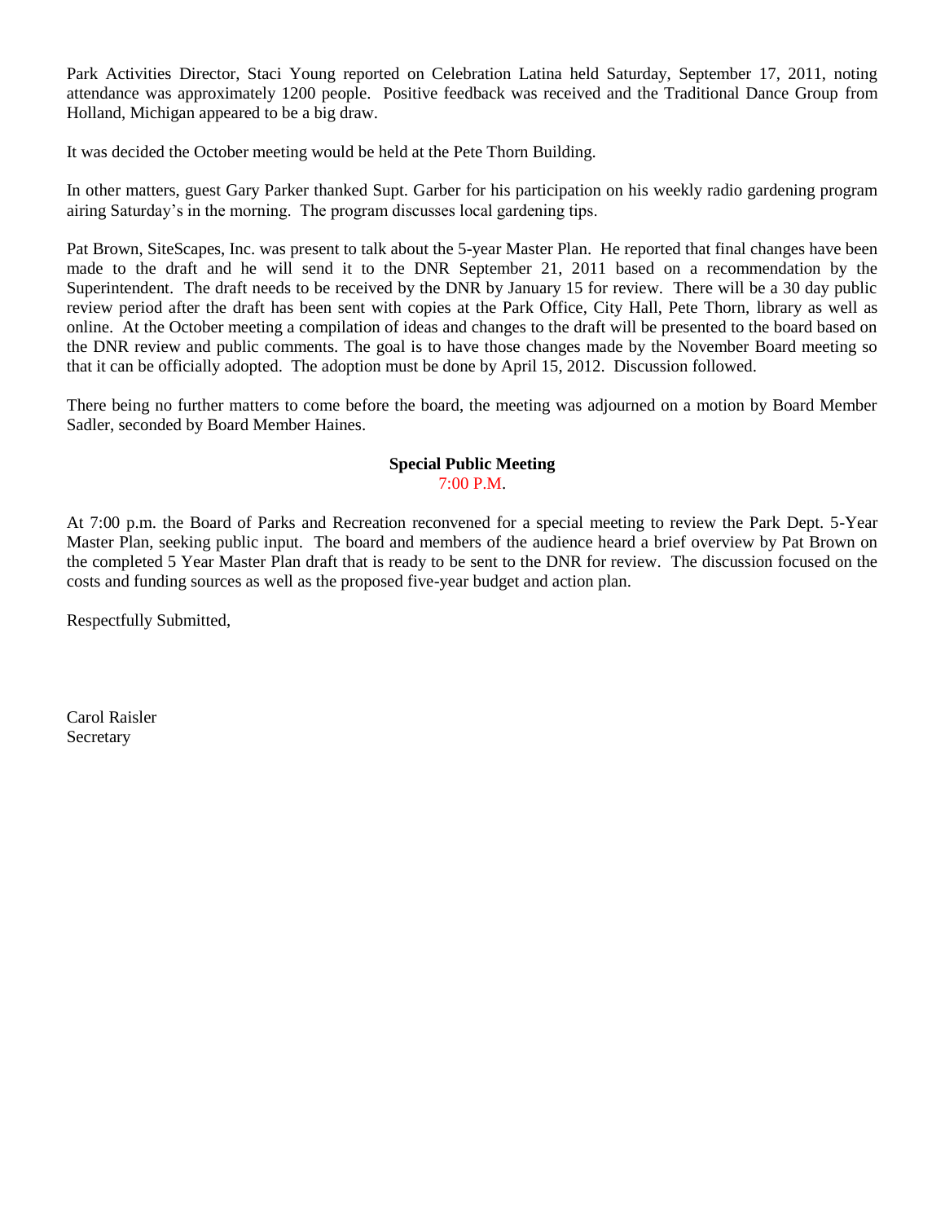Park Activities Director, Staci Young reported on Celebration Latina held Saturday, September 17, 2011, noting attendance was approximately 1200 people. Positive feedback was received and the Traditional Dance Group from Holland, Michigan appeared to be a big draw.

It was decided the October meeting would be held at the Pete Thorn Building.

In other matters, guest Gary Parker thanked Supt. Garber for his participation on his weekly radio gardening program airing Saturday's in the morning. The program discusses local gardening tips.

Pat Brown, SiteScapes, Inc. was present to talk about the 5-year Master Plan. He reported that final changes have been made to the draft and he will send it to the DNR September 21, 2011 based on a recommendation by the Superintendent. The draft needs to be received by the DNR by January 15 for review. There will be a 30 day public review period after the draft has been sent with copies at the Park Office, City Hall, Pete Thorn, library as well as online. At the October meeting a compilation of ideas and changes to the draft will be presented to the board based on the DNR review and public comments. The goal is to have those changes made by the November Board meeting so that it can be officially adopted. The adoption must be done by April 15, 2012. Discussion followed.

There being no further matters to come before the board, the meeting was adjourned on a motion by Board Member Sadler, seconded by Board Member Haines.

**Special Public Meeting**

7:00 P.M.

At 7:00 p.m. the Board of Parks and Recreation reconvened for a special meeting to review the Park Dept. 5-Year Master Plan, seeking public input. The board and members of the audience heard a brief overview by Pat Brown on the completed 5 Year Master Plan draft that is ready to be sent to the DNR for review. The discussion focused on the costs and funding sources as well as the proposed five-year budget and action plan.

Respectfully Submitted,

Carol Raisler
Secretary